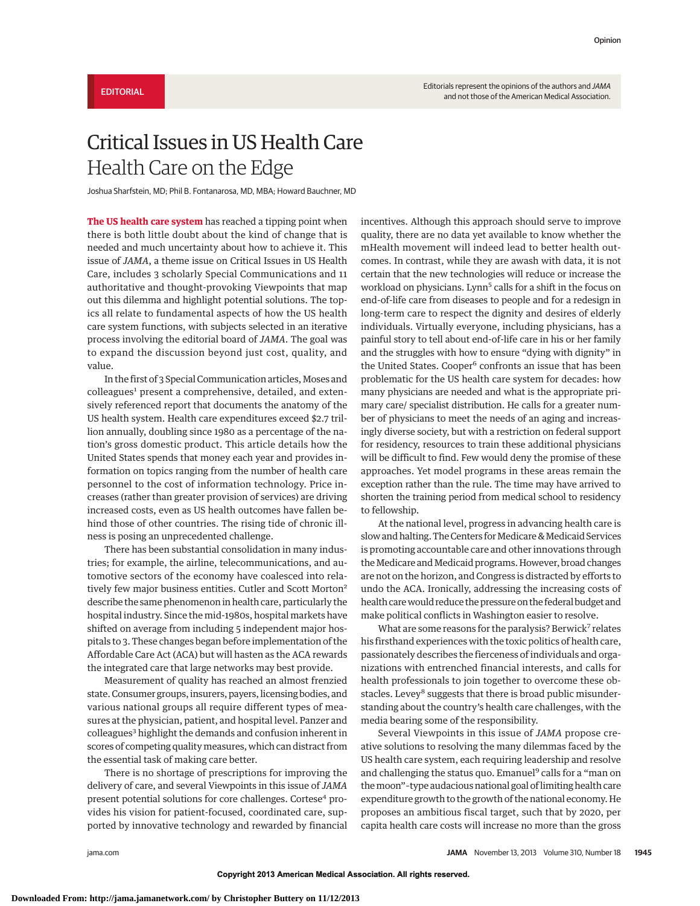EDITORIAL

Editorials represent the opinions of the authors and *JAMA* and not those of the American Medical Association.

# Critical Issues in US Health Care
## Health Care on the Edge

Joshua Sharfstein, MD; Phil B. Fontanarosa, MD, MBA; Howard Bauchner, MD

**The US health care system** has reached a tipping point when there is both little doubt about the kind of change that is needed and much uncertainty about how to achieve it. This issue of *JAMA*, a theme issue on Critical Issues in US Health Care, includes 3 scholarly Special Communications and 11 authoritative and thought-provoking Viewpoints that map out this dilemma and highlight potential solutions. The topics all relate to fundamental aspects of how the US health care system functions, with subjects selected in an iterative process involving the editorial board of *JAMA*. The goal was to expand the discussion beyond just cost, quality, and value.

In the first of 3 Special Communication articles, Moses and colleagues[1] present a comprehensive, detailed, and extensively referenced report that documents the anatomy of the US health system. Health care expenditures exceed $2.7 trillion annually, doubling since 1980 as a percentage of the nation's gross domestic product. This article details how the United States spends that money each year and provides information on topics ranging from the number of health care personnel to the cost of information technology. Price increases (rather than greater provision of services) are driving increased costs, even as US health outcomes have fallen behind those of other countries. The rising tide of chronic illness is posing an unprecedented challenge.

There has been substantial consolidation in many industries; for example, the airline, telecommunications, and automotive sectors of the economy have coalesced into relatively few major business entities. Cutler and Scott Morton[2] describe the same phenomenon in health care, particularly the hospital industry. Since the mid-1980s, hospital markets have shifted on average from including 5 independent major hospitals to 3. These changes began before implementation of the Affordable Care Act (ACA) but will hasten as the ACA rewards the integrated care that large networks may best provide.

Measurement of quality has reached an almost frenzied state. Consumer groups, insurers, payers, licensing bodies, and various national groups all require different types of measures at the physician, patient, and hospital level. Panzer and colleagues[3] highlight the demands and confusion inherent in scores of competing quality measures, which can distract from the essential task of making care better.

There is no shortage of prescriptions for improving the delivery of care, and several Viewpoints in this issue of *JAMA* present potential solutions for core challenges. Cortese[4] provides his vision for patient-focused, coordinated care, supported by innovative technology and rewarded by financial incentives. Although this approach should serve to improve quality, there are no data yet available to know whether the mHealth movement will indeed lead to better health outcomes. In contrast, while they are awash with data, it is not certain that the new technologies will reduce or increase the workload on physicians. Lynn[5] calls for a shift in the focus on end-of-life care from diseases to people and for a redesign in long-term care to respect the dignity and desires of elderly individuals. Virtually everyone, including physicians, has a painful story to tell about end-of-life care in his or her family and the struggles with how to ensure "dying with dignity" in the United States. Cooper[6] confronts an issue that has been problematic for the US health care system for decades: how many physicians are needed and what is the appropriate primary care/ specialist distribution. He calls for a greater number of physicians to meet the needs of an aging and increasingly diverse society, but with a restriction on federal support for residency, resources to train these additional physicians will be difficult to find. Few would deny the promise of these approaches. Yet model programs in these areas remain the exception rather than the rule. The time may have arrived to shorten the training period from medical school to residency to fellowship.

At the national level, progress in advancing health care is slow and halting. The Centers for Medicare & Medicaid Services is promoting accountable care and other innovations through the Medicare and Medicaid programs. However, broad changes are not on the horizon, and Congress is distracted by efforts to undo the ACA. Ironically, addressing the increasing costs of health care would reduce the pressure on the federal budget and make political conflicts in Washington easier to resolve.

What are some reasons for the paralysis? Berwick[7] relates his firsthand experiences with the toxic politics of health care, passionately describes the fierceness of individuals and organizations with entrenched financial interests, and calls for health professionals to join together to overcome these obstacles. Levey[8] suggests that there is broad public misunderstanding about the country's health care challenges, with the media bearing some of the responsibility.

Several Viewpoints in this issue of *JAMA* propose creative solutions to resolving the many dilemmas faced by the US health care system, each requiring leadership and resolve and challenging the status quo. Emanuel[9] calls for a "man on the moon"-type audacious national goal of limiting health care expenditure growth to the growth of the national economy. He proposes an ambitious fiscal target, such that by 2020, per capita health care costs will increase no more than the gross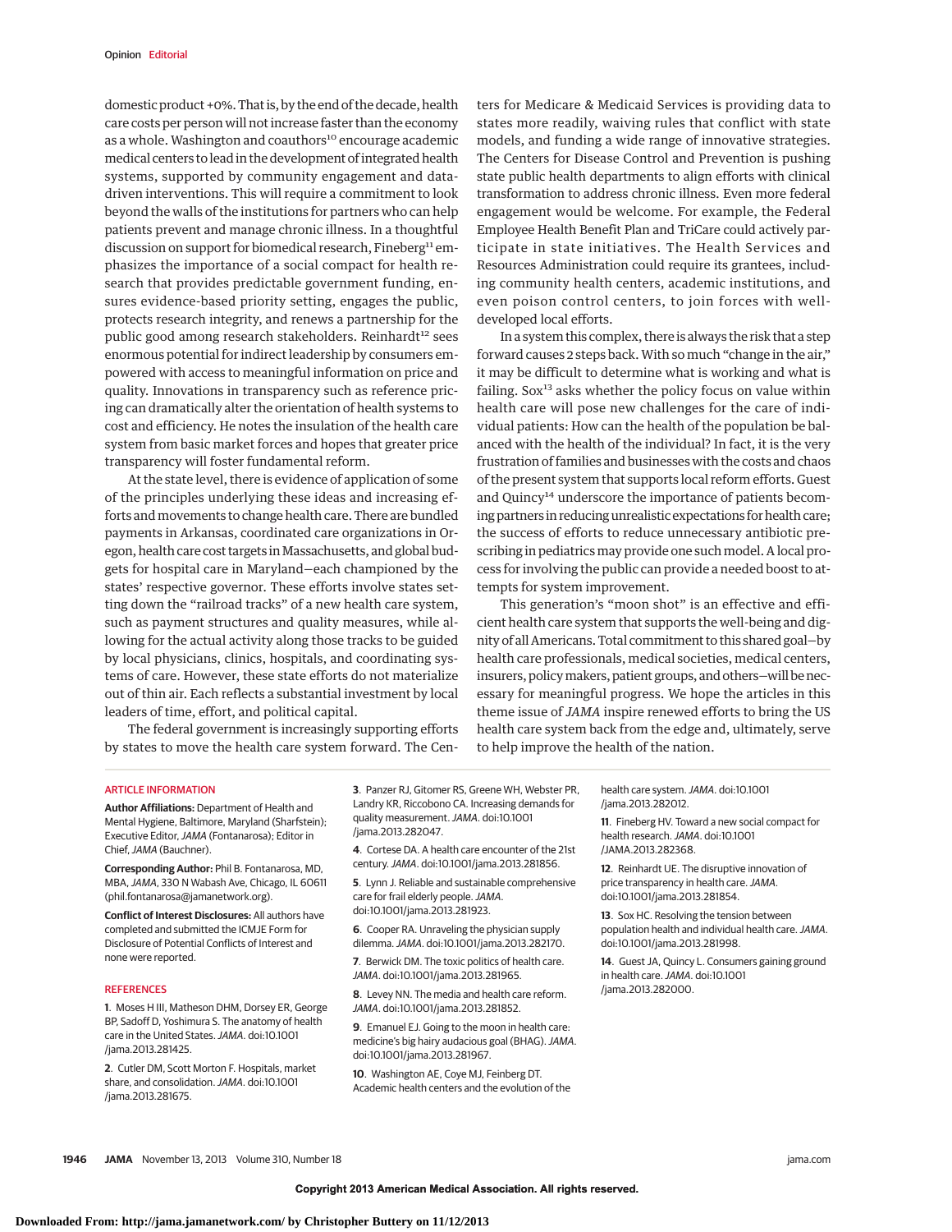domestic product +0%. That is, by the end of the decade, health care costs per person will not increase faster than the economy as a whole. Washington and coauthors[10] encourage academic medical centers to lead in the development of integrated health systems, supported by community engagement and data-driven interventions. This will require a commitment to look beyond the walls of the institutions for partners who can help patients prevent and manage chronic illness. In a thoughtful discussion on support for biomedical research, Fineberg[11] emphasizes the importance of a social compact for health research that provides predictable government funding, ensures evidence-based priority setting, engages the public, protects research integrity, and renews a partnership for the public good among research stakeholders. Reinhardt[12] sees enormous potential for indirect leadership by consumers empowered with access to meaningful information on price and quality. Innovations in transparency such as reference pricing can dramatically alter the orientation of health systems to cost and efficiency. He notes the insulation of the health care system from basic market forces and hopes that greater price transparency will foster fundamental reform.

At the state level, there is evidence of application of some of the principles underlying these ideas and increasing efforts and movements to change health care. There are bundled payments in Arkansas, coordinated care organizations in Oregon, health care cost targets in Massachusetts, and global budgets for hospital care in Maryland—each championed by the states' respective governor. These efforts involve states setting down the "railroad tracks" of a new health care system, such as payment structures and quality measures, while allowing for the actual activity along those tracks to be guided by local physicians, clinics, hospitals, and coordinating systems of care. However, these state efforts do not materialize out of thin air. Each reflects a substantial investment by local leaders of time, effort, and political capital.

The federal government is increasingly supporting efforts by states to move the health care system forward. The Centers for Medicare & Medicaid Services is providing data to states more readily, waiving rules that conflict with state models, and funding a wide range of innovative strategies. The Centers for Disease Control and Prevention is pushing state public health departments to align efforts with clinical transformation to address chronic illness. Even more federal engagement would be welcome. For example, the Federal Employee Health Benefit Plan and TriCare could actively participate in state initiatives. The Health Services and Resources Administration could require its grantees, including community health centers, academic institutions, and even poison control centers, to join forces with well-developed local efforts.

In a system this complex, there is always the risk that a step forward causes 2 steps back. With so much "change in the air," it may be difficult to determine what is working and what is failing. Sox[13] asks whether the policy focus on value within health care will pose new challenges for the care of individual patients: How can the health of the population be balanced with the health of the individual? In fact, it is the very frustration of families and businesses with the costs and chaos of the present system that supports local reform efforts. Guest and Quincy[14] underscore the importance of patients becoming partners in reducing unrealistic expectations for health care; the success of efforts to reduce unnecessary antibiotic prescribing in pediatrics may provide one such model. A local process for involving the public can provide a needed boost to attempts for system improvement.

This generation's "moon shot" is an effective and efficient health care system that supports the well-being and dignity of all Americans. Total commitment to this shared goal—by health care professionals, medical societies, medical centers, insurers, policy makers, patient groups, and others—will be necessary for meaningful progress. We hope the articles in this theme issue of *JAMA* inspire renewed efforts to bring the US health care system back from the edge and, ultimately, serve to help improve the health of the nation.

## ARTICLE INFORMATION

**Author Affiliations:** Department of Health and Mental Hygiene, Baltimore, Maryland (Sharfstein); Executive Editor, *JAMA* (Fontanarosa); Editor in Chief, *JAMA* (Bauchner).

**Corresponding Author:** Phil B. Fontanarosa, MD, MBA, *JAMA*, 330 N Wabash Ave, Chicago, IL 60611 (phil.fontanarosa@jamanetwork.org).

**Conflict of Interest Disclosures:** All authors have completed and submitted the ICMJE Form for Disclosure of Potential Conflicts of Interest and none were reported.

## REFERENCES

1. Moses H III, Matheson DHM, Dorsey ER, George BP, Sadoff D, Yoshimura S. The anatomy of health care in the United States. *JAMA*. doi:10.1001/jama.2013.281425.

2. Cutler DM, Scott Morton F. Hospitals, market share, and consolidation. *JAMA*. doi:10.1001/jama.2013.281675.

3. Panzer RJ, Gitomer RS, Greene WH, Webster PR, Landry KR, Riccobono CA. Increasing demands for quality measurement. *JAMA*. doi:10.1001/jama.2013.282047.

4. Cortese DA. A health care encounter of the 21st century. *JAMA*. doi:10.1001/jama.2013.281856.

5. Lynn J. Reliable and sustainable comprehensive care for frail elderly people. *JAMA*. doi:10.1001/jama.2013.281923.

6. Cooper RA. Unraveling the physician supply dilemma. *JAMA*. doi:10.1001/jama.2013.282170.

7. Berwick DM. The toxic politics of health care. *JAMA*. doi:10.1001/jama.2013.281965.

8. Levey NN. The media and health care reform. *JAMA*. doi:10.1001/jama.2013.281852.

9. Emanuel EJ. Going to the moon in health care: medicine's big hairy audacious goal (BHAG). *JAMA*. doi:10.1001/jama.2013.281967.

10. Washington AE, Coye MJ, Feinberg DT. Academic health centers and the evolution of the health care system. *JAMA*. doi:10.1001/jama.2013.282012.

11. Fineberg HV. Toward a new social compact for health research. *JAMA*. doi:10.1001/JAMA.2013.282368.

12. Reinhardt UE. The disruptive innovation of price transparency in health care. *JAMA*. doi:10.1001/jama.2013.281854.

13. Sox HC. Resolving the tension between population health and individual health care. *JAMA*. doi:10.1001/jama.2013.281998.

14. Guest JA, Quincy L. Consumers gaining ground in health care. *JAMA*. doi:10.1001/jama.2013.282000.